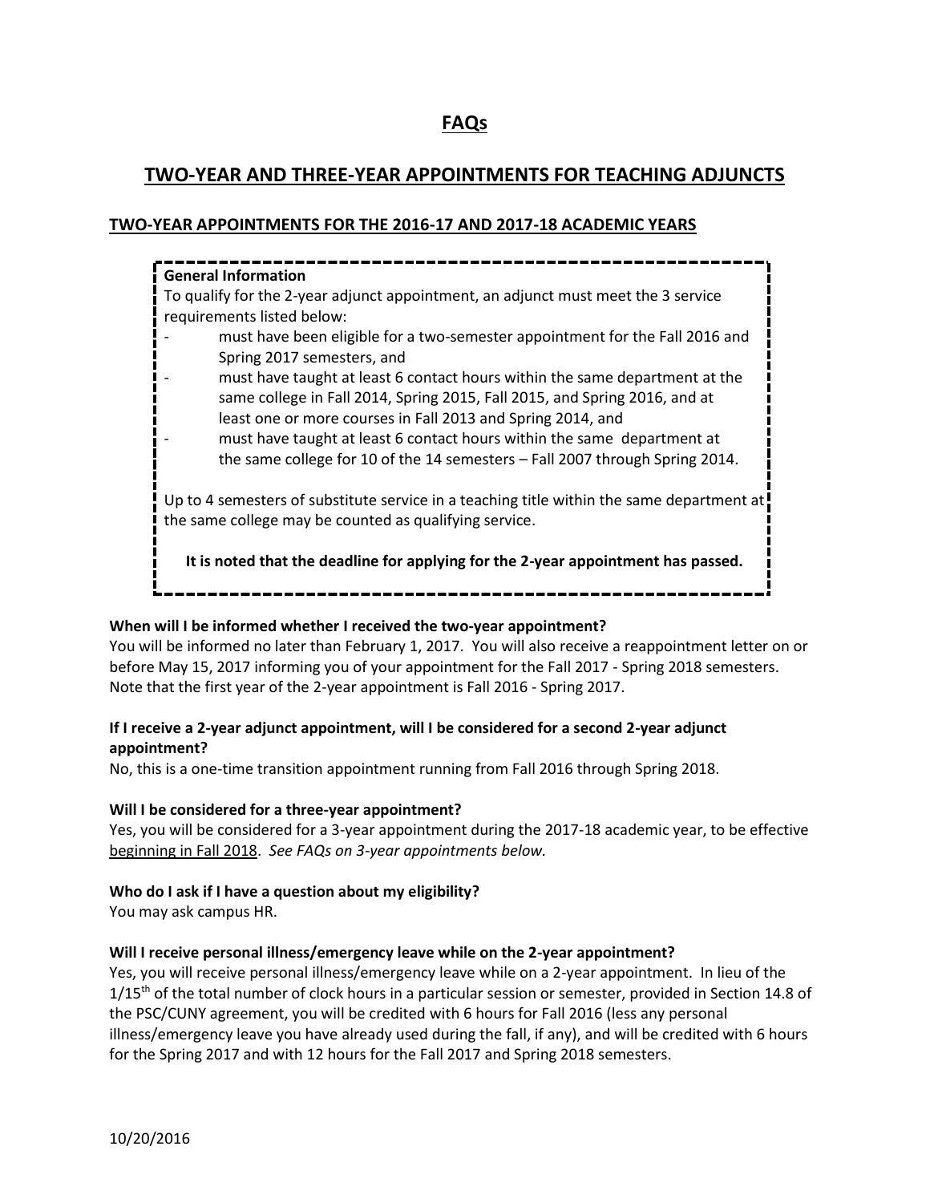# FAQs

## TWO-YEAR AND THREE-YEAR APPOINTMENTS FOR TEACHING ADJUNCTS

### TWO-YEAR APPOINTMENTS FOR THE 2016-17 AND 2017-18 ACADEMIC YEARS

**General Information**

To qualify for the 2-year adjunct appointment, an adjunct must meet the 3 service requirements listed below:

- must have been eligible for a two-semester appointment for the Fall 2016 and Spring 2017 semesters, and
- must have taught at least 6 contact hours within the same department at the same college in Fall 2014, Spring 2015, Fall 2015, and Spring 2016, and at least one or more courses in Fall 2013 and Spring 2014, and
- must have taught at least 6 contact hours within the same department at the same college for 10 of the 14 semesters – Fall 2007 through Spring 2014.

Up to 4 semesters of substitute service in a teaching title within the same department at the same college may be counted as qualifying service.

**It is noted that the deadline for applying for the 2-year appointment has passed.**

**When will I be informed whether I received the two-year appointment?**

You will be informed no later than February 1, 2017. You will also receive a reappointment letter on or before May 15, 2017 informing you of your appointment for the Fall 2017 - Spring 2018 semesters. Note that the first year of the 2-year appointment is Fall 2016 - Spring 2017.

**If I receive a 2-year adjunct appointment, will I be considered for a second 2-year adjunct appointment?**

No, this is a one-time transition appointment running from Fall 2016 through Spring 2018.

**Will I be considered for a three-year appointment?**

Yes, you will be considered for a 3-year appointment during the 2017-18 academic year, to be effective beginning in Fall 2018. *See FAQs on 3-year appointments below.*

**Who do I ask if I have a question about my eligibility?**

You may ask campus HR.

**Will I receive personal illness/emergency leave while on the 2-year appointment?**

Yes, you will receive personal illness/emergency leave while on a 2-year appointment. In lieu of the 1/15th of the total number of clock hours in a particular session or semester, provided in Section 14.8 of the PSC/CUNY agreement, you will be credited with 6 hours for Fall 2016 (less any personal illness/emergency leave you have already used during the fall, if any), and will be credited with 6 hours for the Spring 2017 and with 12 hours for the Fall 2017 and Spring 2018 semesters.

10/20/2016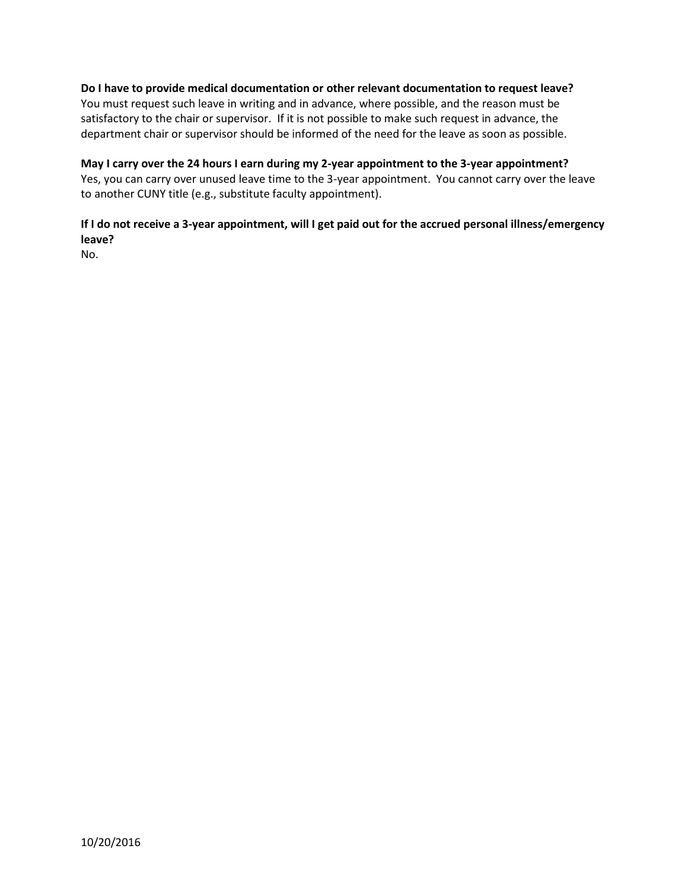**Do I have to provide medical documentation or other relevant documentation to request leave?**
You must request such leave in writing and in advance, where possible, and the reason must be satisfactory to the chair or supervisor. If it is not possible to make such request in advance, the department chair or supervisor should be informed of the need for the leave as soon as possible.

**May I carry over the 24 hours I earn during my 2-year appointment to the 3-year appointment?**
Yes, you can carry over unused leave time to the 3-year appointment. You cannot carry over the leave to another CUNY title (e.g., substitute faculty appointment).

**If I do not receive a 3-year appointment, will I get paid out for the accrued personal illness/emergency leave?**
No.

10/20/2016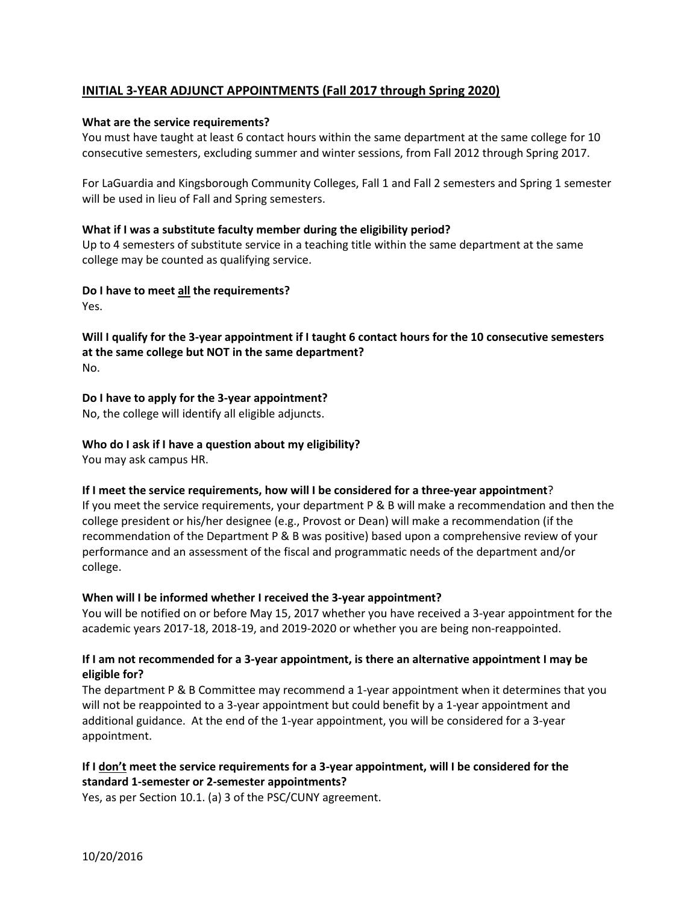## INITIAL 3-YEAR ADJUNCT APPOINTMENTS (Fall 2017 through Spring 2020)

**What are the service requirements?**

You must have taught at least 6 contact hours within the same department at the same college for 10 consecutive semesters, excluding summer and winter sessions, from Fall 2012 through Spring 2017.

For LaGuardia and Kingsborough Community Colleges, Fall 1 and Fall 2 semesters and Spring 1 semester will be used in lieu of Fall and Spring semesters.

**What if I was a substitute faculty member during the eligibility period?**

Up to 4 semesters of substitute service in a teaching title within the same department at the same college may be counted as qualifying service.

**Do I have to meet <u>all</u> the requirements?**

Yes.

**Will I qualify for the 3-year appointment if I taught 6 contact hours for the 10 consecutive semesters at the same college but NOT in the same department?**

No.

**Do I have to apply for the 3-year appointment?**

No, the college will identify all eligible adjuncts.

**Who do I ask if I have a question about my eligibility?**

You may ask campus HR.

**If I meet the service requirements, how will I be considered for a three-year appointment**?

If you meet the service requirements, your department P & B will make a recommendation and then the college president or his/her designee (e.g., Provost or Dean) will make a recommendation (if the recommendation of the Department P & B was positive) based upon a comprehensive review of your performance and an assessment of the fiscal and programmatic needs of the department and/or college.

**When will I be informed whether I received the 3-year appointment?**

You will be notified on or before May 15, 2017 whether you have received a 3-year appointment for the academic years 2017-18, 2018-19, and 2019-2020 or whether you are being non-reappointed.

**If I am not recommended for a 3-year appointment, is there an alternative appointment I may be eligible for?**

The department P & B Committee may recommend a 1-year appointment when it determines that you will not be reappointed to a 3-year appointment but could benefit by a 1-year appointment and additional guidance. At the end of the 1-year appointment, you will be considered for a 3-year appointment.

**If I <u>don't</u> meet the service requirements for a 3-year appointment, will I be considered for the standard 1-semester or 2-semester appointments?**

Yes, as per Section 10.1. (a) 3 of the PSC/CUNY agreement.

10/20/2016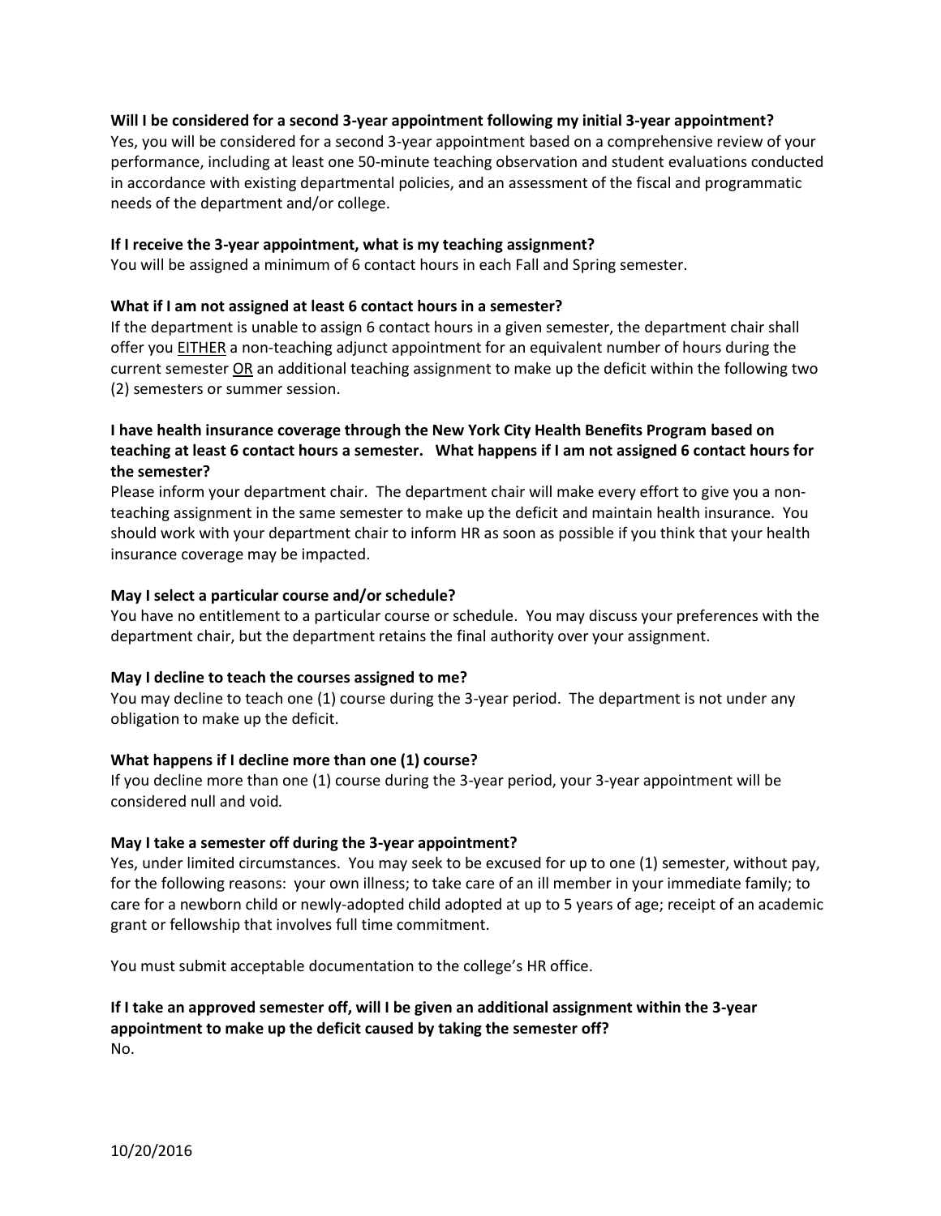**Will I be considered for a second 3-year appointment following my initial 3-year appointment?**

Yes, you will be considered for a second 3-year appointment based on a comprehensive review of your performance, including at least one 50-minute teaching observation and student evaluations conducted in accordance with existing departmental policies, and an assessment of the fiscal and programmatic needs of the department and/or college.

**If I receive the 3-year appointment, what is my teaching assignment?**

You will be assigned a minimum of 6 contact hours in each Fall and Spring semester.

**What if I am not assigned at least 6 contact hours in a semester?**

If the department is unable to assign 6 contact hours in a given semester, the department chair shall offer you EITHER a non-teaching adjunct appointment for an equivalent number of hours during the current semester OR an additional teaching assignment to make up the deficit within the following two (2) semesters or summer session.

**I have health insurance coverage through the New York City Health Benefits Program based on teaching at least 6 contact hours a semester. What happens if I am not assigned 6 contact hours for the semester?**

Please inform your department chair. The department chair will make every effort to give you a non-teaching assignment in the same semester to make up the deficit and maintain health insurance. You should work with your department chair to inform HR as soon as possible if you think that your health insurance coverage may be impacted.

**May I select a particular course and/or schedule?**

You have no entitlement to a particular course or schedule. You may discuss your preferences with the department chair, but the department retains the final authority over your assignment.

**May I decline to teach the courses assigned to me?**

You may decline to teach one (1) course during the 3-year period. The department is not under any obligation to make up the deficit.

**What happens if I decline more than one (1) course?**

If you decline more than one (1) course during the 3-year period, your 3-year appointment will be considered null and void.

**May I take a semester off during the 3-year appointment?**

Yes, under limited circumstances. You may seek to be excused for up to one (1) semester, without pay, for the following reasons: your own illness; to take care of an ill member in your immediate family; to care for a newborn child or newly-adopted child adopted at up to 5 years of age; receipt of an academic grant or fellowship that involves full time commitment.

You must submit acceptable documentation to the college's HR office.

**If I take an approved semester off, will I be given an additional assignment within the 3-year appointment to make up the deficit caused by taking the semester off?**

No.

10/20/2016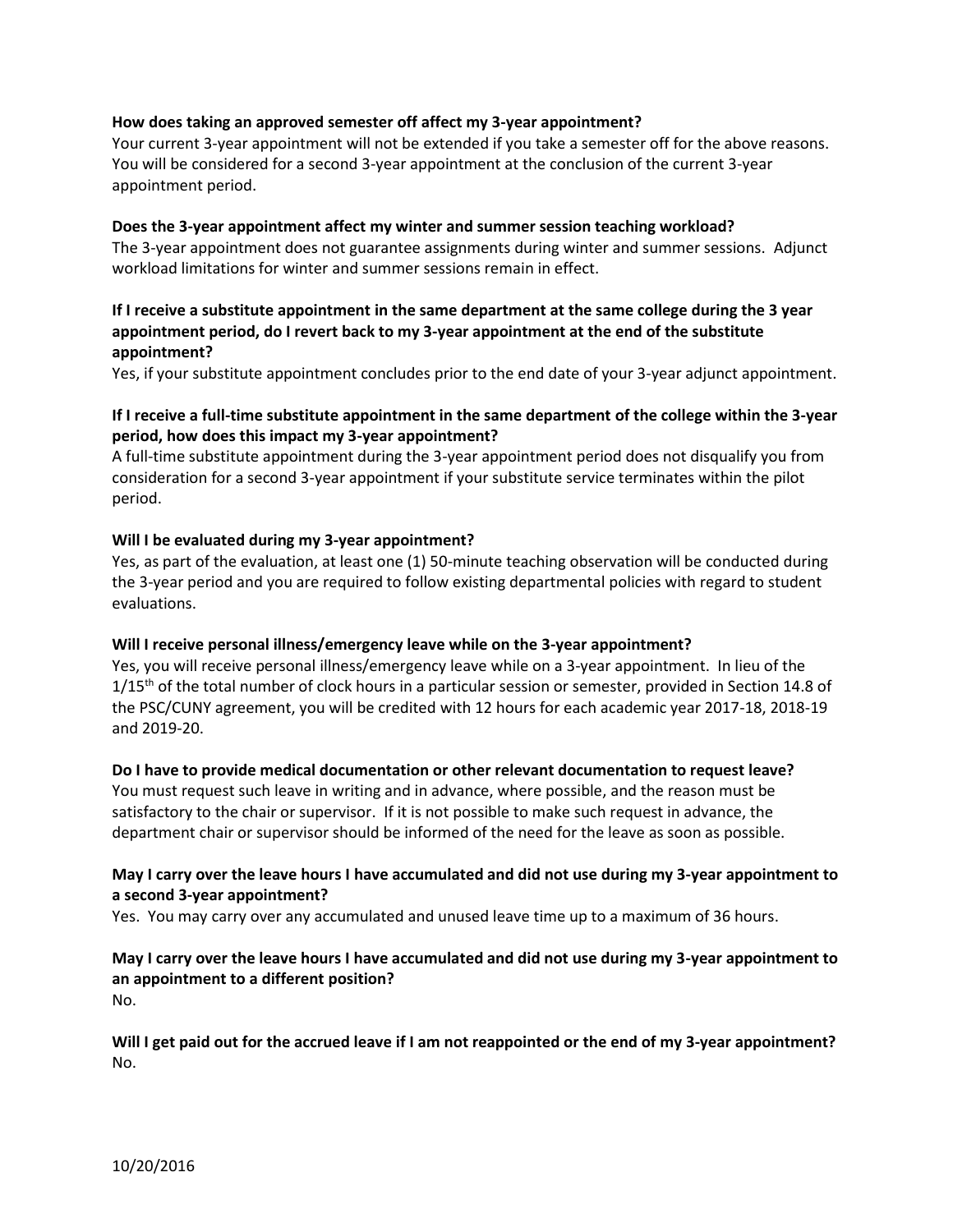**How does taking an approved semester off affect my 3-year appointment?**

Your current 3-year appointment will not be extended if you take a semester off for the above reasons. You will be considered for a second 3-year appointment at the conclusion of the current 3-year appointment period.

**Does the 3-year appointment affect my winter and summer session teaching workload?**

The 3-year appointment does not guarantee assignments during winter and summer sessions. Adjunct workload limitations for winter and summer sessions remain in effect.

**If I receive a substitute appointment in the same department at the same college during the 3 year appointment period, do I revert back to my 3-year appointment at the end of the substitute appointment?**

Yes, if your substitute appointment concludes prior to the end date of your 3-year adjunct appointment.

**If I receive a full-time substitute appointment in the same department of the college within the 3-year period, how does this impact my 3-year appointment?**

A full-time substitute appointment during the 3-year appointment period does not disqualify you from consideration for a second 3-year appointment if your substitute service terminates within the pilot period.

**Will I be evaluated during my 3-year appointment?**

Yes, as part of the evaluation, at least one (1) 50-minute teaching observation will be conducted during the 3-year period and you are required to follow existing departmental policies with regard to student evaluations.

**Will I receive personal illness/emergency leave while on the 3-year appointment?**

Yes, you will receive personal illness/emergency leave while on a 3-year appointment. In lieu of the 1/15th of the total number of clock hours in a particular session or semester, provided in Section 14.8 of the PSC/CUNY agreement, you will be credited with 12 hours for each academic year 2017-18, 2018-19 and 2019-20.

**Do I have to provide medical documentation or other relevant documentation to request leave?**

You must request such leave in writing and in advance, where possible, and the reason must be satisfactory to the chair or supervisor. If it is not possible to make such request in advance, the department chair or supervisor should be informed of the need for the leave as soon as possible.

**May I carry over the leave hours I have accumulated and did not use during my 3-year appointment to a second 3-year appointment?**

Yes. You may carry over any accumulated and unused leave time up to a maximum of 36 hours.

**May I carry over the leave hours I have accumulated and did not use during my 3-year appointment to an appointment to a different position?**

No.

**Will I get paid out for the accrued leave if I am not reappointed or the end of my 3-year appointment?**

No.

10/20/2016